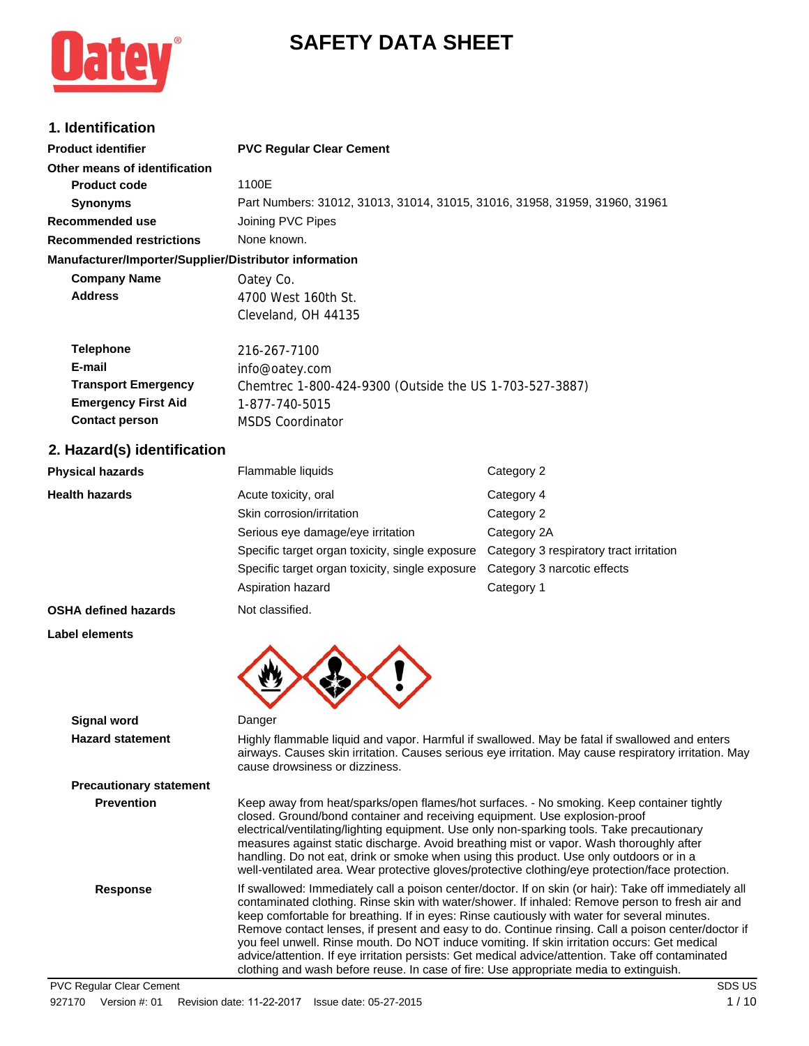# SAFETY DATA SHEET

## 1. Identification

| | |
|---|---|
| **Product identifier** | **PVC Regular Clear Cement** |
| **Other means of identification** | |
| **Product code** | 1100E |
| **Synonyms** | Part Numbers: 31012, 31013, 31014, 31015, 31016, 31958, 31959, 31960, 31961 |
| **Recommended use** | Joining PVC Pipes |
| **Recommended restrictions** | None known. |

**Manufacturer/Importer/Supplier/Distributor information**

| | |
|---|---|
| **Company Name** | Oatey Co. |
| **Address** | 4700 West 160th St.<br>Cleveland, OH 44135 |
| **Telephone** | 216-267-7100 |
| **E-mail** | info@oatey.com |
| **Transport Emergency** | Chemtrec 1-800-424-9300 (Outside the US 1-703-527-3887) |
| **Emergency First Aid** | 1-877-740-5015 |
| **Contact person** | MSDS Coordinator |

## 2. Hazard(s) identification

| | | |
|---|---|---|
| **Physical hazards** | Flammable liquids | Category 2 |
| **Health hazards** | Acute toxicity, oral | Category 4 |
| | Skin corrosion/irritation | Category 2 |
| | Serious eye damage/eye irritation | Category 2A |
| | Specific target organ toxicity, single exposure | Category 3 respiratory tract irritation |
| | Specific target organ toxicity, single exposure | Category 3 narcotic effects |
| | Aspiration hazard | Category 1 |
| **OSHA defined hazards** | Not classified. | |

**Label elements**

**Signal word** Danger

**Hazard statement** Highly flammable liquid and vapor. Harmful if swallowed. May be fatal if swallowed and enters airways. Causes skin irritation. Causes serious eye irritation. May cause respiratory irritation. May cause drowsiness or dizziness.

**Precautionary statement**

**Prevention** Keep away from heat/sparks/open flames/hot surfaces. - No smoking. Keep container tightly closed. Ground/bond container and receiving equipment. Use explosion-proof electrical/ventilating/lighting equipment. Use only non-sparking tools. Take precautionary measures against static discharge. Avoid breathing mist or vapor. Wash thoroughly after handling. Do not eat, drink or smoke when using this product. Use only outdoors or in a well-ventilated area. Wear protective gloves/protective clothing/eye protection/face protection.

**Response** If swallowed: Immediately call a poison center/doctor. If on skin (or hair): Take off immediately all contaminated clothing. Rinse skin with water/shower. If inhaled: Remove person to fresh air and keep comfortable for breathing. If in eyes: Rinse cautiously with water for several minutes. Remove contact lenses, if present and easy to do. Continue rinsing. Call a poison center/doctor if you feel unwell. Rinse mouth. Do NOT induce vomiting. If skin irritation occurs: Get medical advice/attention. If eye irritation persists: Get medical advice/attention. Take off contaminated clothing and wash before reuse. In case of fire: Use appropriate media to extinguish.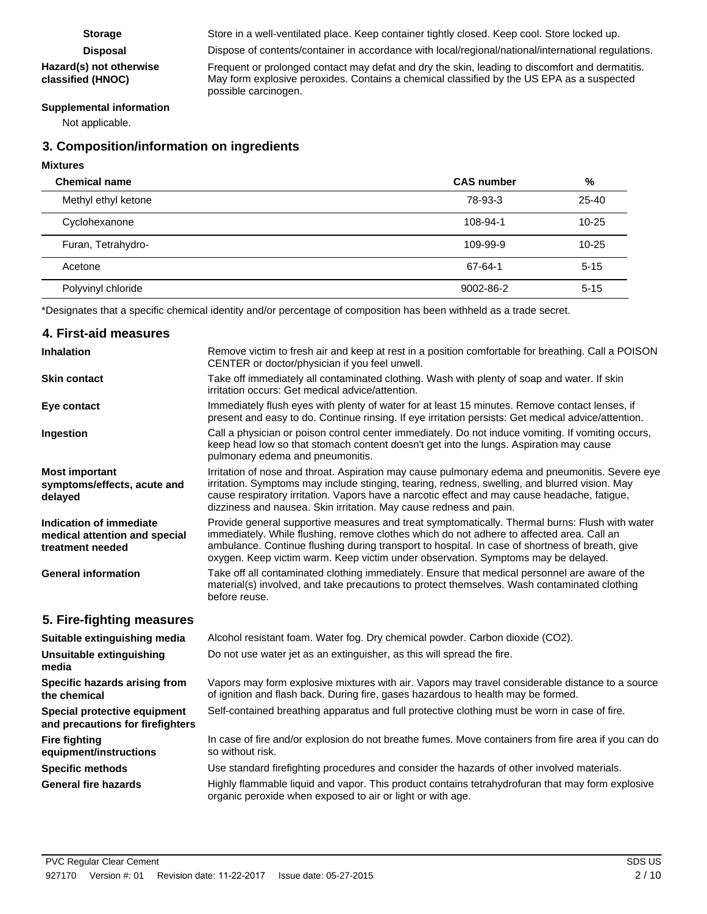**Storage** Store in a well-ventilated place. Keep container tightly closed. Keep cool. Store locked up.

**Disposal** Dispose of contents/container in accordance with local/regional/national/international regulations.

**Hazard(s) not otherwise classified (HNOC)** Frequent or prolonged contact may defat and dry the skin, leading to discomfort and dermatitis. May form explosive peroxides. Contains a chemical classified by the US EPA as a suspected possible carcinogen.

**Supplemental information**

Not applicable.

## 3. Composition/information on ingredients

**Mixtures**

| Chemical name | CAS number | % |
|---|---|---|
| Methyl ethyl ketone | 78-93-3 | 25-40 |
| Cyclohexanone | 108-94-1 | 10-25 |
| Furan, Tetrahydro- | 109-99-9 | 10-25 |
| Acetone | 67-64-1 | 5-15 |
| Polyvinyl chloride | 9002-86-2 | 5-15 |

*Designates that a specific chemical identity and/or percentage of composition has been withheld as a trade secret.

## 4. First-aid measures

**Inhalation** Remove victim to fresh air and keep at rest in a position comfortable for breathing. Call a POISON CENTER or doctor/physician if you feel unwell.

**Skin contact** Take off immediately all contaminated clothing. Wash with plenty of soap and water. If skin irritation occurs: Get medical advice/attention.

**Eye contact** Immediately flush eyes with plenty of water for at least 15 minutes. Remove contact lenses, if present and easy to do. Continue rinsing. If eye irritation persists: Get medical advice/attention.

**Ingestion** Call a physician or poison control center immediately. Do not induce vomiting. If vomiting occurs, keep head low so that stomach content doesn't get into the lungs. Aspiration may cause pulmonary edema and pneumonitis.

**Most important symptoms/effects, acute and delayed** Irritation of nose and throat. Aspiration may cause pulmonary edema and pneumonitis. Severe eye irritation. Symptoms may include stinging, tearing, redness, swelling, and blurred vision. May cause respiratory irritation. Vapors have a narcotic effect and may cause headache, fatigue, dizziness and nausea. Skin irritation. May cause redness and pain.

**Indication of immediate medical attention and special treatment needed** Provide general supportive measures and treat symptomatically. Thermal burns: Flush with water immediately. While flushing, remove clothes which do not adhere to affected area. Call an ambulance. Continue flushing during transport to hospital. In case of shortness of breath, give oxygen. Keep victim warm. Keep victim under observation. Symptoms may be delayed.

**General information** Take off all contaminated clothing immediately. Ensure that medical personnel are aware of the material(s) involved, and take precautions to protect themselves. Wash contaminated clothing before reuse.

## 5. Fire-fighting measures

**Suitable extinguishing media** Alcohol resistant foam. Water fog. Dry chemical powder. Carbon dioxide ($CO_2$).

**Unsuitable extinguishing media** Do not use water jet as an extinguisher, as this will spread the fire.

**Specific hazards arising from the chemical** Vapors may form explosive mixtures with air. Vapors may travel considerable distance to a source of ignition and flash back. During fire, gases hazardous to health may be formed.

**Special protective equipment and precautions for firefighters** Self-contained breathing apparatus and full protective clothing must be worn in case of fire.

**Fire fighting equipment/instructions** In case of fire and/or explosion do not breathe fumes. Move containers from fire area if you can do so without risk.

**Specific methods** Use standard firefighting procedures and consider the hazards of other involved materials.

**General fire hazards** Highly flammable liquid and vapor. This product contains tetrahydrofuran that may form explosive organic peroxide when exposed to air or light or with age.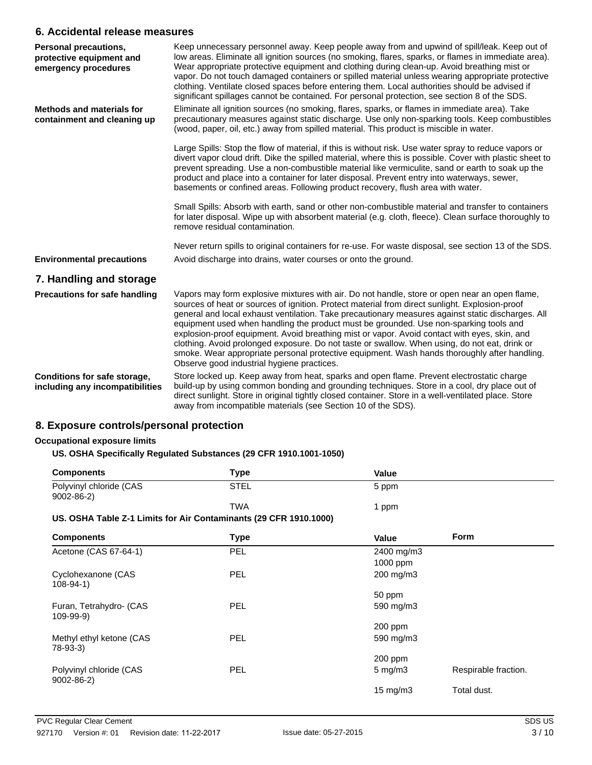## 6. Accidental release measures

**Personal precautions, protective equipment and emergency procedures**

Keep unnecessary personnel away. Keep people away from and upwind of spill/leak. Keep out of low areas. Eliminate all ignition sources (no smoking, flares, sparks, or flames in immediate area). Wear appropriate protective equipment and clothing during clean-up. Avoid breathing mist or vapor. Do not touch damaged containers or spilled material unless wearing appropriate protective clothing. Ventilate closed spaces before entering them. Local authorities should be advised if significant spillages cannot be contained. For personal protection, see section 8 of the SDS.

**Methods and materials for containment and cleaning up**

Eliminate all ignition sources (no smoking, flares, sparks, or flames in immediate area). Take precautionary measures against static discharge. Use only non-sparking tools. Keep combustibles (wood, paper, oil, etc.) away from spilled material. This product is miscible in water.

Large Spills: Stop the flow of material, if this is without risk. Use water spray to reduce vapors or divert vapor cloud drift. Dike the spilled material, where this is possible. Cover with plastic sheet to prevent spreading. Use a non-combustible material like vermiculite, sand or earth to soak up the product and place into a container for later disposal. Prevent entry into waterways, sewer, basements or confined areas. Following product recovery, flush area with water.

Small Spills: Absorb with earth, sand or other non-combustible material and transfer to containers for later disposal. Wipe up with absorbent material (e.g. cloth, fleece). Clean surface thoroughly to remove residual contamination.

Never return spills to original containers for re-use. For waste disposal, see section 13 of the SDS.

**Environmental precautions**

Avoid discharge into drains, water courses or onto the ground.

## 7. Handling and storage

**Precautions for safe handling**

Vapors may form explosive mixtures with air. Do not handle, store or open near an open flame, sources of heat or sources of ignition. Protect material from direct sunlight. Explosion-proof general and local exhaust ventilation. Take precautionary measures against static discharges. All equipment used when handling the product must be grounded. Use non-sparking tools and explosion-proof equipment. Avoid breathing mist or vapor. Avoid contact with eyes, skin, and clothing. Avoid prolonged exposure. Do not taste or swallow. When using, do not eat, drink or smoke. Wear appropriate personal protective equipment. Wash hands thoroughly after handling. Observe good industrial hygiene practices.

**Conditions for safe storage, including any incompatibilities**

Store locked up. Keep away from heat, sparks and open flame. Prevent electrostatic charge build-up by using common bonding and grounding techniques. Store in a cool, dry place out of direct sunlight. Store in original tightly closed container. Store in a well-ventilated place. Store away from incompatible materials (see Section 10 of the SDS).

## 8. Exposure controls/personal protection

**Occupational exposure limits**

**US. OSHA Specifically Regulated Substances (29 CFR 1910.1001-1050)**

| Components | Type | Value |
|---|---|---|
| Polyvinyl chloride (CAS 9002-86-2) | STEL | 5 ppm |
| | TWA | 1 ppm |

**US. OSHA Table Z-1 Limits for Air Contaminants (29 CFR 1910.1000)**

| Components | Type | Value | Form |
|---|---|---|---|
| Acetone (CAS 67-64-1) | PEL | 2400 mg/m3 | |
| | | 1000 ppm | |
| Cyclohexanone (CAS 108-94-1) | PEL | 200 mg/m3 | |
| | | 50 ppm | |
| Furan, Tetrahydro- (CAS 109-99-9) | PEL | 590 mg/m3 | |
| | | 200 ppm | |
| Methyl ethyl ketone (CAS 78-93-3) | PEL | 590 mg/m3 | |
| | | 200 ppm | |
| Polyvinyl chloride (CAS 9002-86-2) | PEL | 5 mg/m3 | Respirable fraction. |
| | | 15 mg/m3 | Total dust. |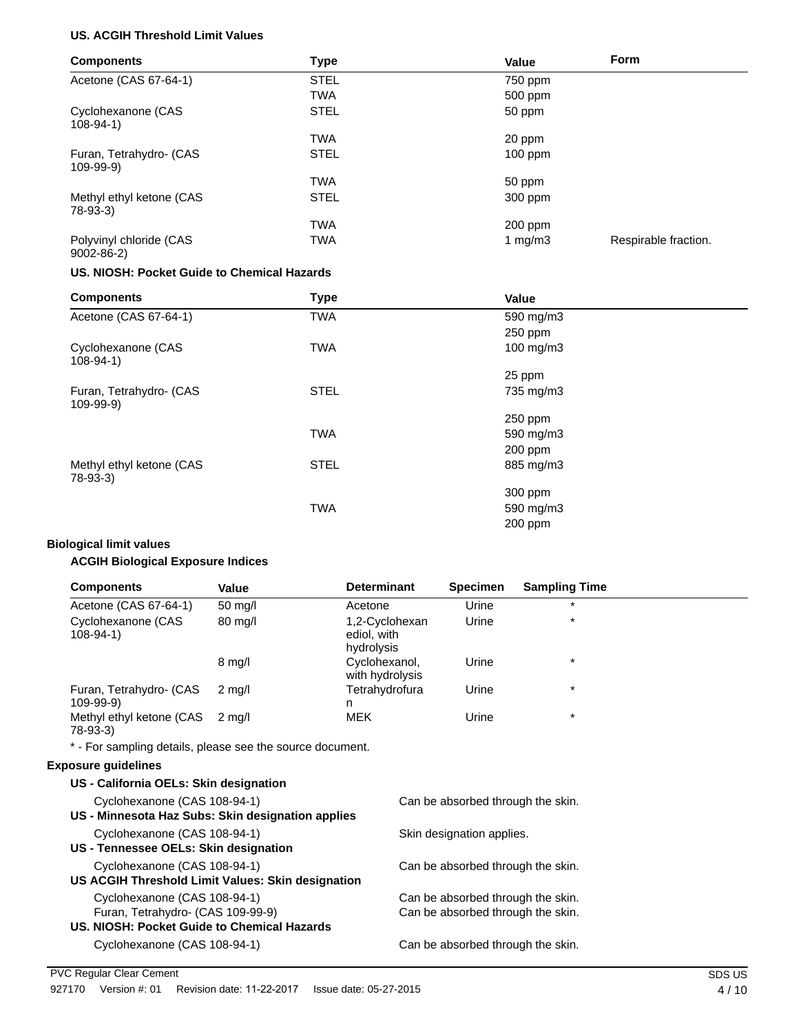**US. ACGIH Threshold Limit Values**

| Components | Type | Value | Form |
|---|---|---|---|
| Acetone (CAS 67-64-1) | STEL | 750 ppm | |
| | TWA | 500 ppm | |
| Cyclohexanone (CAS 108-94-1) | STEL | 50 ppm | |
| | TWA | 20 ppm | |
| Furan, Tetrahydro- (CAS 109-99-9) | STEL | 100 ppm | |
| | TWA | 50 ppm | |
| Methyl ethyl ketone (CAS 78-93-3) | STEL | 300 ppm | |
| | TWA | 200 ppm | |
| Polyvinyl chloride (CAS 9002-86-2) | TWA | 1 mg/m3 | Respirable fraction. |

**US. NIOSH: Pocket Guide to Chemical Hazards**

| Components | Type | Value |
|---|---|---|
| Acetone (CAS 67-64-1) | TWA | 590 mg/m3 |
| | | 250 ppm |
| Cyclohexanone (CAS 108-94-1) | TWA | 100 mg/m3 |
| | | 25 ppm |
| Furan, Tetrahydro- (CAS 109-99-9) | STEL | 735 mg/m3 |
| | | 250 ppm |
| | TWA | 590 mg/m3 |
| | | 200 ppm |
| Methyl ethyl ketone (CAS 78-93-3) | STEL | 885 mg/m3 |
| | | 300 ppm |
| | TWA | 590 mg/m3 |
| | | 200 ppm |

**Biological limit values**

**ACGIH Biological Exposure Indices**

| Components | Value | Determinant | Specimen | Sampling Time |
|---|---|---|---|---|
| Acetone (CAS 67-64-1) | 50 mg/l | Acetone | Urine | * |
| Cyclohexanone (CAS 108-94-1) | 80 mg/l | 1,2-Cyclohexanediol, with hydrolysis | Urine | * |
| | 8 mg/l | Cyclohexanol, with hydrolysis | Urine | * |
| Furan, Tetrahydro- (CAS 109-99-9) | 2 mg/l | Tetrahydrofuran | Urine | * |
| Methyl ethyl ketone (CAS 78-93-3) | 2 mg/l | MEK | Urine | * |

* - For sampling details, please see the source document.

**Exposure guidelines**

**US - California OELs: Skin designation**

| | |
|---|---|
| Cyclohexanone (CAS 108-94-1) | Can be absorbed through the skin. |

**US - Minnesota Haz Subs: Skin designation applies**

| | |
|---|---|
| Cyclohexanone (CAS 108-94-1) | Skin designation applies. |

**US - Tennessee OELs: Skin designation**

| | |
|---|---|
| Cyclohexanone (CAS 108-94-1) | Can be absorbed through the skin. |

**US ACGIH Threshold Limit Values: Skin designation**

| | |
|---|---|
| Cyclohexanone (CAS 108-94-1) | Can be absorbed through the skin. |
| Furan, Tetrahydro- (CAS 109-99-9) | Can be absorbed through the skin. |

**US. NIOSH: Pocket Guide to Chemical Hazards**

| | |
|---|---|
| Cyclohexanone (CAS 108-94-1) | Can be absorbed through the skin. |

PVC Regular Clear Cement

927170 Version #: 01 Revision date: 11-22-2017 Issue date: 05-27-2015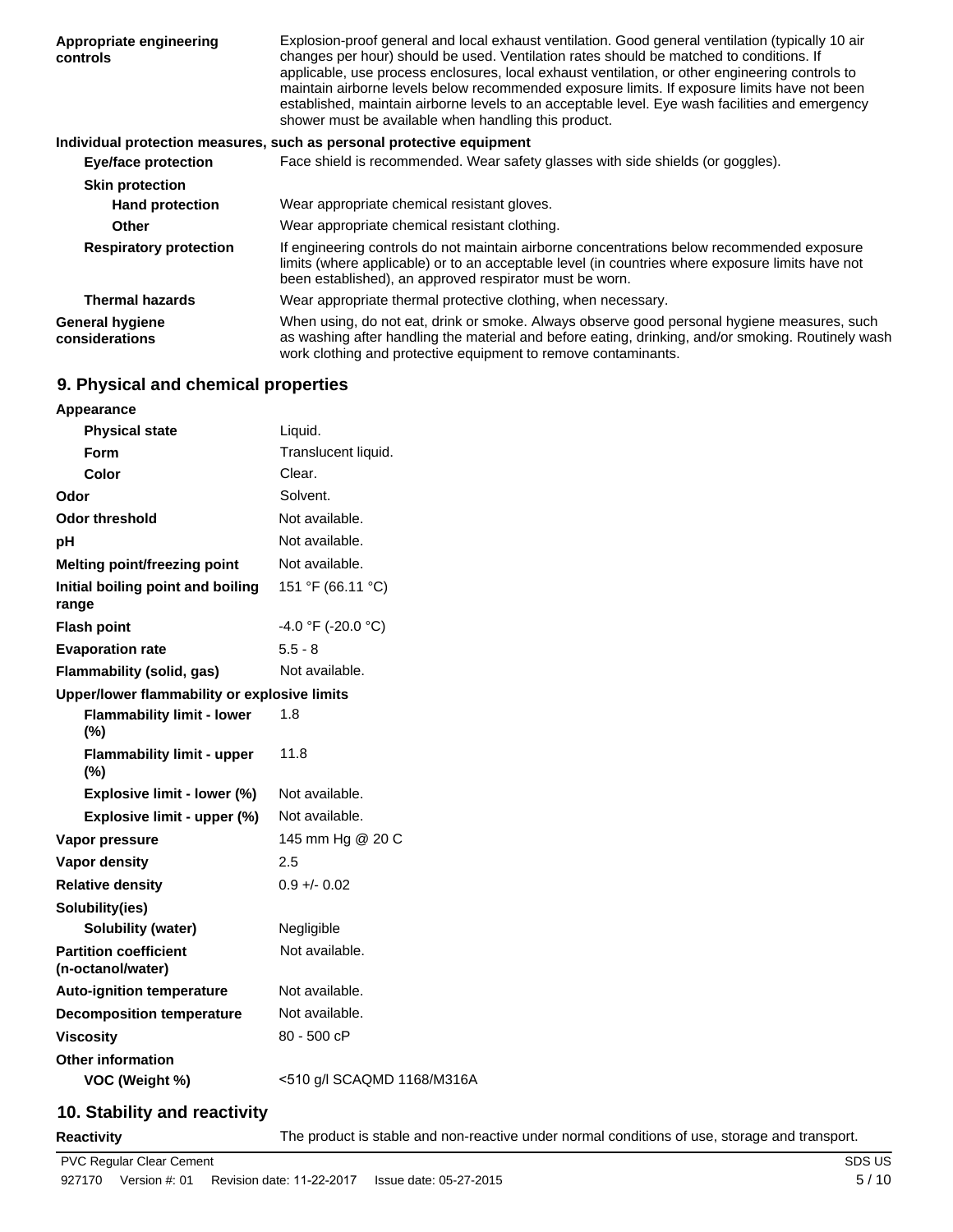| | |
|---|---|
| **Appropriate engineering controls** | Explosion-proof general and local exhaust ventilation. Good general ventilation (typically 10 air changes per hour) should be used. Ventilation rates should be matched to conditions. If applicable, use process enclosures, local exhaust ventilation, or other engineering controls to maintain airborne levels below recommended exposure limits. If exposure limits have not been established, maintain airborne levels to an acceptable level. Eye wash facilities and emergency shower must be available when handling this product. |

**Individual protection measures, such as personal protective equipment**

| | |
|---|---|
| **Eye/face protection** | Face shield is recommended. Wear safety glasses with side shields (or goggles). |
| **Skin protection** | |
| **Hand protection** | Wear appropriate chemical resistant gloves. |
| **Other** | Wear appropriate chemical resistant clothing. |
| **Respiratory protection** | If engineering controls do not maintain airborne concentrations below recommended exposure limits (where applicable) or to an acceptable level (in countries where exposure limits have not been established), an approved respirator must be worn. |
| **Thermal hazards** | Wear appropriate thermal protective clothing, when necessary. |
| **General hygiene considerations** | When using, do not eat, drink or smoke. Always observe good personal hygiene measures, such as washing after handling the material and before eating, drinking, and/or smoking. Routinely wash work clothing and protective equipment to remove contaminants. |

## 9. Physical and chemical properties

| | |
|---|---|
| **Appearance** | |
| **Physical state** | Liquid. |
| **Form** | Translucent liquid. |
| **Color** | Clear. |
| **Odor** | Solvent. |
| **Odor threshold** | Not available. |
| **pH** | Not available. |
| **Melting point/freezing point** | Not available. |
| **Initial boiling point and boiling range** | 151 °F (66.11 °C) |
| **Flash point** | -4.0 °F (-20.0 °C) |
| **Evaporation rate** | 5.5 - 8 |
| **Flammability (solid, gas)** | Not available. |
| **Upper/lower flammability or explosive limits** | |
| **Flammability limit - lower (%)** | 1.8 |
| **Flammability limit - upper (%)** | 11.8 |
| **Explosive limit - lower (%)** | Not available. |
| **Explosive limit - upper (%)** | Not available. |
| **Vapor pressure** | 145 mm Hg @ 20 C |
| **Vapor density** | 2.5 |
| **Relative density** | 0.9 +/- 0.02 |
| **Solubility(ies)** | |
| **Solubility (water)** | Negligible |
| **Partition coefficient (n-octanol/water)** | Not available. |
| **Auto-ignition temperature** | Not available. |
| **Decomposition temperature** | Not available. |
| **Viscosity** | 80 - 500 cP |
| **Other information** | |
| **VOC (Weight %)** | <510 g/l SCAQMD 1168/M316A |

## 10. Stability and reactivity

| | |
|---|---|
| **Reactivity** | The product is stable and non-reactive under normal conditions of use, storage and transport. |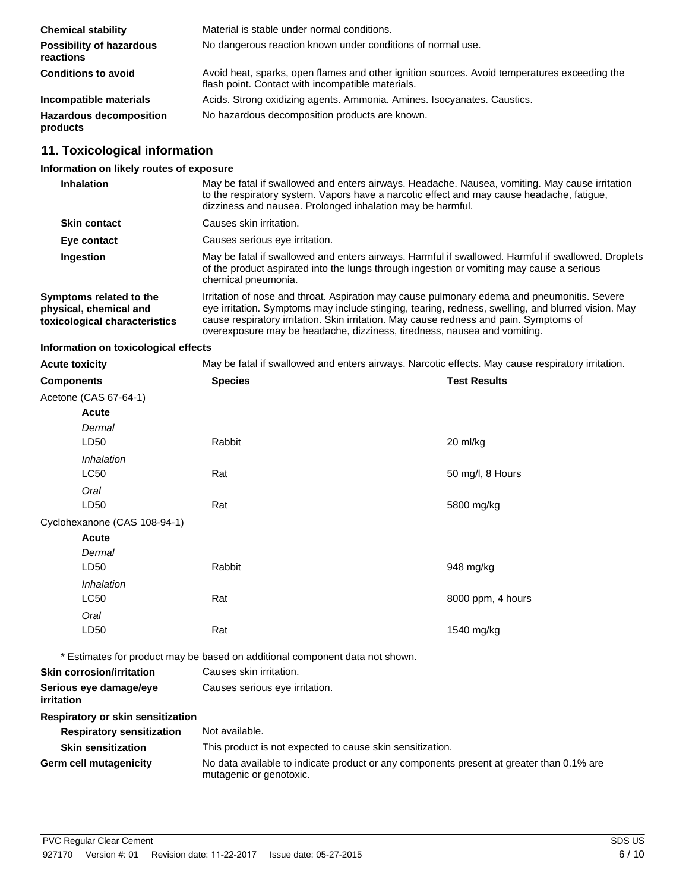| | |
|---|---|
| **Chemical stability** | Material is stable under normal conditions. |
| **Possibility of hazardous reactions** | No dangerous reaction known under conditions of normal use. |
| **Conditions to avoid** | Avoid heat, sparks, open flames and other ignition sources. Avoid temperatures exceeding the flash point. Contact with incompatible materials. |
| **Incompatible materials** | Acids. Strong oxidizing agents. Ammonia. Amines. Isocyanates. Caustics. |
| **Hazardous decomposition products** | No hazardous decomposition products are known. |

## 11. Toxicological information

### Information on likely routes of exposure

| | |
|---|---|
| **Inhalation** | May be fatal if swallowed and enters airways. Headache. Nausea, vomiting. May cause irritation to the respiratory system. Vapors have a narcotic effect and may cause headache, fatigue, dizziness and nausea. Prolonged inhalation may be harmful. |
| **Skin contact** | Causes skin irritation. |
| **Eye contact** | Causes serious eye irritation. |
| **Ingestion** | May be fatal if swallowed and enters airways. Harmful if swallowed. Harmful if swallowed. Droplets of the product aspirated into the lungs through ingestion or vomiting may cause a serious chemical pneumonia. |
| **Symptoms related to the physical, chemical and toxicological characteristics** | Irritation of nose and throat. Aspiration may cause pulmonary edema and pneumonitis. Severe eye irritation. Symptoms may include stinging, tearing, redness, swelling, and blurred vision. May cause respiratory irritation. Skin irritation. May cause redness and pain. Symptoms of overexposure may be headache, dizziness, tiredness, nausea and vomiting. |

### Information on toxicological effects

**Acute toxicity** May be fatal if swallowed and enters airways. Narcotic effects. May cause respiratory irritation.

| Components | Species | Test Results |
|---|---|---|
| Acetone (CAS 67-64-1) | | |
| **Acute** | | |
| *Dermal* | | |
| LD50 | Rabbit | 20 ml/kg |
| *Inhalation* | | |
| LC50 | Rat | 50 mg/l, 8 Hours |
| *Oral* | | |
| LD50 | Rat | 5800 mg/kg |
| Cyclohexanone (CAS 108-94-1) | | |
| **Acute** | | |
| *Dermal* | | |
| LD50 | Rabbit | 948 mg/kg |
| *Inhalation* | | |
| LC50 | Rat | 8000 ppm, 4 hours |
| *Oral* | | |
| LD50 | Rat | 1540 mg/kg |

\* Estimates for product may be based on additional component data not shown.

| | |
|---|---|
| **Skin corrosion/irritation** | Causes skin irritation. |
| **Serious eye damage/eye irritation** | Causes serious eye irritation. |
| **Respiratory or skin sensitization** | |
| **Respiratory sensitization** | Not available. |
| **Skin sensitization** | This product is not expected to cause skin sensitization. |
| **Germ cell mutagenicity** | No data available to indicate product or any components present at greater than 0.1% are mutagenic or genotoxic. |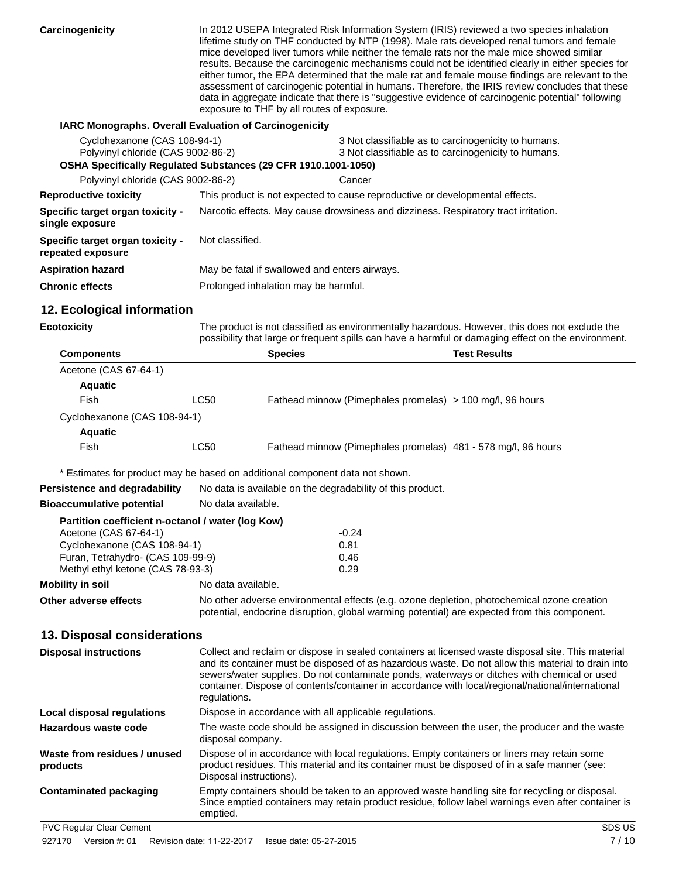**Carcinogenicity** In 2012 USEPA Integrated Risk Information System (IRIS) reviewed a two species inhalation lifetime study on THF conducted by NTP (1998). Male rats developed renal tumors and female mice developed liver tumors while neither the female rats nor the male mice showed similar results. Because the carcinogenic mechanisms could not be identified clearly in either species for either tumor, the EPA determined that the male rat and female mouse findings are relevant to the assessment of carcinogenic potential in humans. Therefore, the IRIS review concludes that these data in aggregate indicate that there is "suggestive evidence of carcinogenic potential" following exposure to THF by all routes of exposure.

**IARC Monographs. Overall Evaluation of Carcinogenicity**

| | |
|---|---|
| Cyclohexanone (CAS 108-94-1) | 3 Not classifiable as to carcinogenicity to humans. |
| Polyvinyl chloride (CAS 9002-86-2) | 3 Not classifiable as to carcinogenicity to humans. |

**OSHA Specifically Regulated Substances (29 CFR 1910.1001-1050)**

| | |
|---|---|
| Polyvinyl chloride (CAS 9002-86-2) | Cancer |

**Reproductive toxicity** This product is not expected to cause reproductive or developmental effects.

**Specific target organ toxicity - single exposure** Narcotic effects. May cause drowsiness and dizziness. Respiratory tract irritation.

**Specific target organ toxicity - repeated exposure** Not classified.

**Aspiration hazard** May be fatal if swallowed and enters airways.

**Chronic effects** Prolonged inhalation may be harmful.

## 12. Ecological information

**Ecotoxicity** The product is not classified as environmentally hazardous. However, this does not exclude the possibility that large or frequent spills can have a harmful or damaging effect on the environment.

| Components | | Species | Test Results |
|---|---|---|---|
| Acetone (CAS 67-64-1) | | | |
| **Aquatic** | | | |
| Fish | LC50 | Fathead minnow (Pimephales promelas) | > 100 mg/l, 96 hours |
| Cyclohexanone (CAS 108-94-1) | | | |
| **Aquatic** | | | |
| Fish | LC50 | Fathead minnow (Pimephales promelas) | 481 - 578 mg/l, 96 hours |

\* Estimates for product may be based on additional component data not shown.

**Persistence and degradability** No data is available on the degradability of this product.

**Bioaccumulative potential** No data available.

**Partition coefficient n-octanol / water (log Kow)**

| | |
|---|---|
| Acetone (CAS 67-64-1) | -0.24 |
| Cyclohexanone (CAS 108-94-1) | 0.81 |
| Furan, Tetrahydro- (CAS 109-99-9) | 0.46 |
| Methyl ethyl ketone (CAS 78-93-3) | 0.29 |

**Mobility in soil** No data available.

**Other adverse effects** No other adverse environmental effects (e.g. ozone depletion, photochemical ozone creation potential, endocrine disruption, global warming potential) are expected from this component.

## 13. Disposal considerations

**Disposal instructions** Collect and reclaim or dispose in sealed containers at licensed waste disposal site. This material and its container must be disposed of as hazardous waste. Do not allow this material to drain into sewers/water supplies. Do not contaminate ponds, waterways or ditches with chemical or used container. Dispose of contents/container in accordance with local/regional/national/international regulations.

**Local disposal regulations** Dispose in accordance with all applicable regulations.

**Hazardous waste code** The waste code should be assigned in discussion between the user, the producer and the waste disposal company.

**Waste from residues / unused products** Dispose of in accordance with local regulations. Empty containers or liners may retain some product residues. This material and its container must be disposed of in a safe manner (see: Disposal instructions).

**Contaminated packaging** Empty containers should be taken to an approved waste handling site for recycling or disposal. Since emptied containers may retain product residue, follow label warnings even after container is emptied.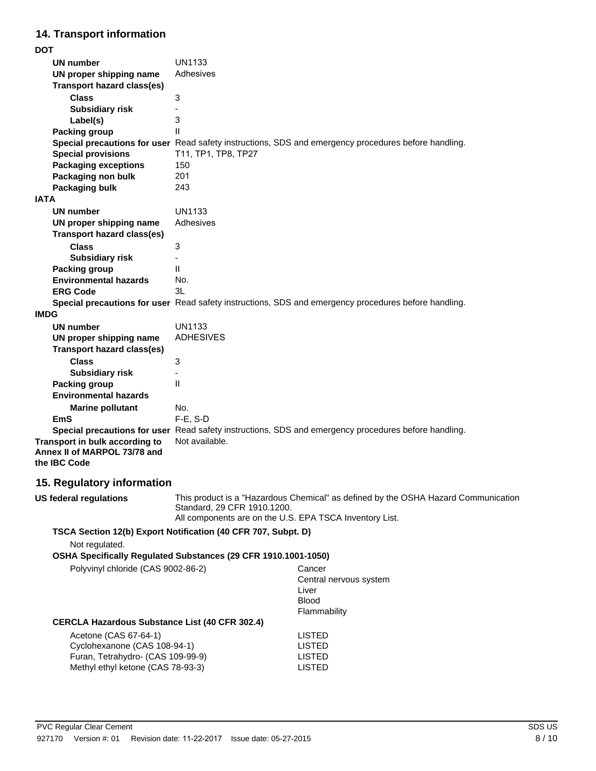## 14. Transport information

**DOT**

| | |
|---|---|
| **UN number** | UN1133 |
| **UN proper shipping name** | Adhesives |
| **Transport hazard class(es)** | |
| **Class** | 3 |
| **Subsidiary risk** | - |
| **Label(s)** | 3 |
| **Packing group** | II |
| **Special precautions for user** | Read safety instructions, SDS and emergency procedures before handling. |
| **Special provisions** | T11, TP1, TP8, TP27 |
| **Packaging exceptions** | 150 |
| **Packaging non bulk** | 201 |
| **Packaging bulk** | 243 |

**IATA**

| | |
|---|---|
| **UN number** | UN1133 |
| **UN proper shipping name** | Adhesives |
| **Transport hazard class(es)** | |
| **Class** | 3 |
| **Subsidiary risk** | - |
| **Packing group** | II |
| **Environmental hazards** | No. |
| **ERG Code** | 3L |
| **Special precautions for user** | Read safety instructions, SDS and emergency procedures before handling. |

**IMDG**

| | |
|---|---|
| **UN number** | UN1133 |
| **UN proper shipping name** | ADHESIVES |
| **Transport hazard class(es)** | |
| **Class** | 3 |
| **Subsidiary risk** | - |
| **Packing group** | II |
| **Environmental hazards** | |
| **Marine pollutant** | No. |
| **EmS** | F-E, S-D |
| **Special precautions for user** | Read safety instructions, SDS and emergency procedures before handling. |

**Transport in bulk according to Annex II of MARPOL 73/78 and the IBC Code** Not available.

## 15. Regulatory information

**US federal regulations** This product is a "Hazardous Chemical" as defined by the OSHA Hazard Communication Standard, 29 CFR 1910.1200.
All components are on the U.S. EPA TSCA Inventory List.

**TSCA Section 12(b) Export Notification (40 CFR 707, Subpt. D)**

Not regulated.

**OSHA Specifically Regulated Substances (29 CFR 1910.1001-1050)**

| | |
|---|---|
| Polyvinyl chloride (CAS 9002-86-2) | Cancer<br>Central nervous system<br>Liver<br>Blood<br>Flammability |

**CERCLA Hazardous Substance List (40 CFR 302.4)**

| | |
|---|---|
| Acetone (CAS 67-64-1) | LISTED |
| Cyclohexanone (CAS 108-94-1) | LISTED |
| Furan, Tetrahydro- (CAS 109-99-9) | LISTED |
| Methyl ethyl ketone (CAS 78-93-3) | LISTED |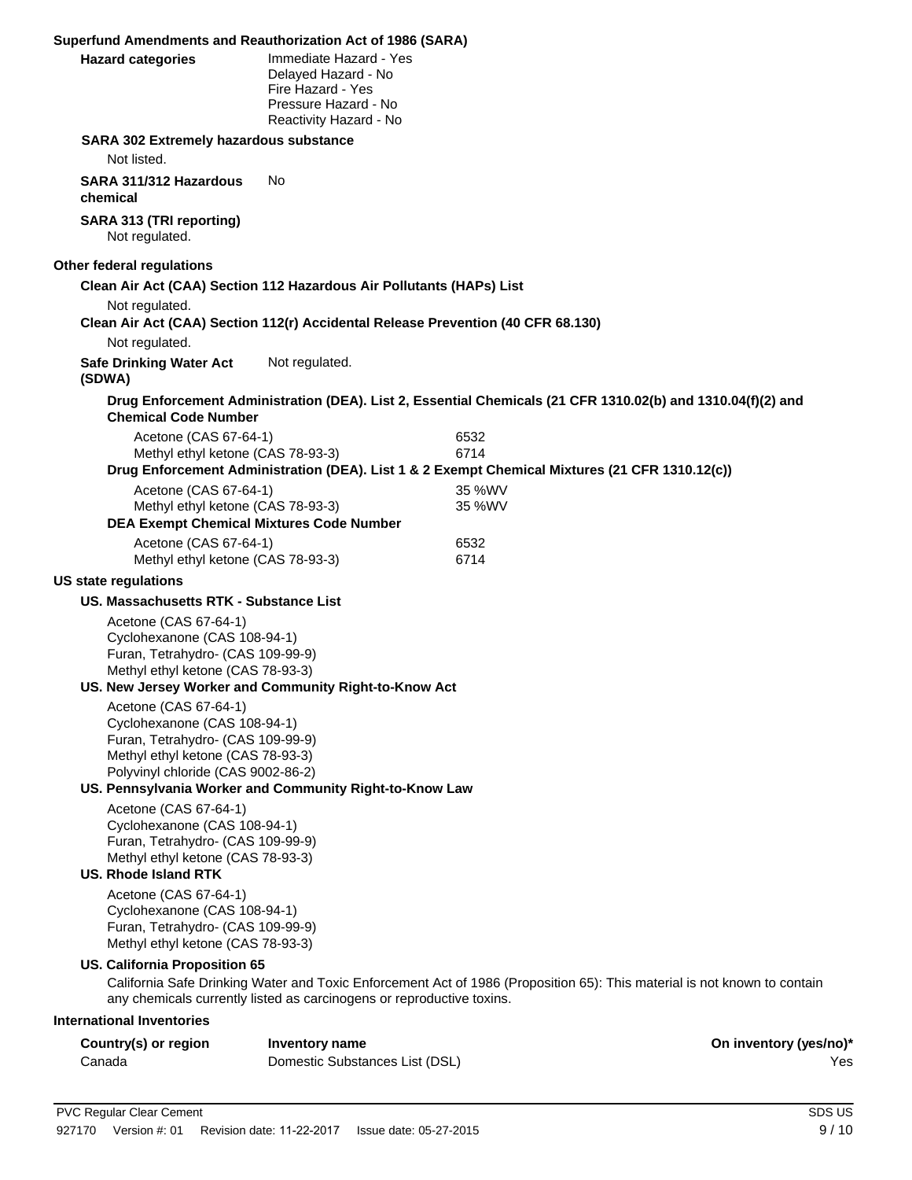### Superfund Amendments and Reauthorization Act of 1986 (SARA)

**Hazard categories**
Immediate Hazard - Yes
Delayed Hazard - No
Fire Hazard - Yes
Pressure Hazard - No
Reactivity Hazard - No

**SARA 302 Extremely hazardous substance**

Not listed.

**SARA 311/312 Hazardous chemical** No

**SARA 313 (TRI reporting)**

Not regulated.

### Other federal regulations

**Clean Air Act (CAA) Section 112 Hazardous Air Pollutants (HAPs) List**

Not regulated.

**Clean Air Act (CAA) Section 112(r) Accidental Release Prevention (40 CFR 68.130)**

Not regulated.

**Safe Drinking Water Act (SDWA)** Not regulated.

**Drug Enforcement Administration (DEA). List 2, Essential Chemicals (21 CFR 1310.02(b) and 1310.04(f)(2) and Chemical Code Number**

| | |
|---|---|
| Acetone (CAS 67-64-1) | 6532 |
| Methyl ethyl ketone (CAS 78-93-3) | 6714 |

**Drug Enforcement Administration (DEA). List 1 & 2 Exempt Chemical Mixtures (21 CFR 1310.12(c))**

| | |
|---|---|
| Acetone (CAS 67-64-1) | 35 %WV |
| Methyl ethyl ketone (CAS 78-93-3) | 35 %WV |

**DEA Exempt Chemical Mixtures Code Number**

| | |
|---|---|
| Acetone (CAS 67-64-1) | 6532 |
| Methyl ethyl ketone (CAS 78-93-3) | 6714 |

### US state regulations

**US. Massachusetts RTK - Substance List**

Acetone (CAS 67-64-1)
Cyclohexanone (CAS 108-94-1)
Furan, Tetrahydro- (CAS 109-99-9)
Methyl ethyl ketone (CAS 78-93-3)

**US. New Jersey Worker and Community Right-to-Know Act**

Acetone (CAS 67-64-1)
Cyclohexanone (CAS 108-94-1)
Furan, Tetrahydro- (CAS 109-99-9)
Methyl ethyl ketone (CAS 78-93-3)
Polyvinyl chloride (CAS 9002-86-2)

**US. Pennsylvania Worker and Community Right-to-Know Law**

Acetone (CAS 67-64-1)
Cyclohexanone (CAS 108-94-1)
Furan, Tetrahydro- (CAS 109-99-9)
Methyl ethyl ketone (CAS 78-93-3)

**US. Rhode Island RTK**

Acetone (CAS 67-64-1)
Cyclohexanone (CAS 108-94-1)
Furan, Tetrahydro- (CAS 109-99-9)
Methyl ethyl ketone (CAS 78-93-3)

**US. California Proposition 65**

California Safe Drinking Water and Toxic Enforcement Act of 1986 (Proposition 65): This material is not known to contain any chemicals currently listed as carcinogens or reproductive toxins.

### International Inventories

| Country(s) or region | Inventory name | On inventory (yes/no)* |
|---|---|---|
| Canada | Domestic Substances List (DSL) | Yes |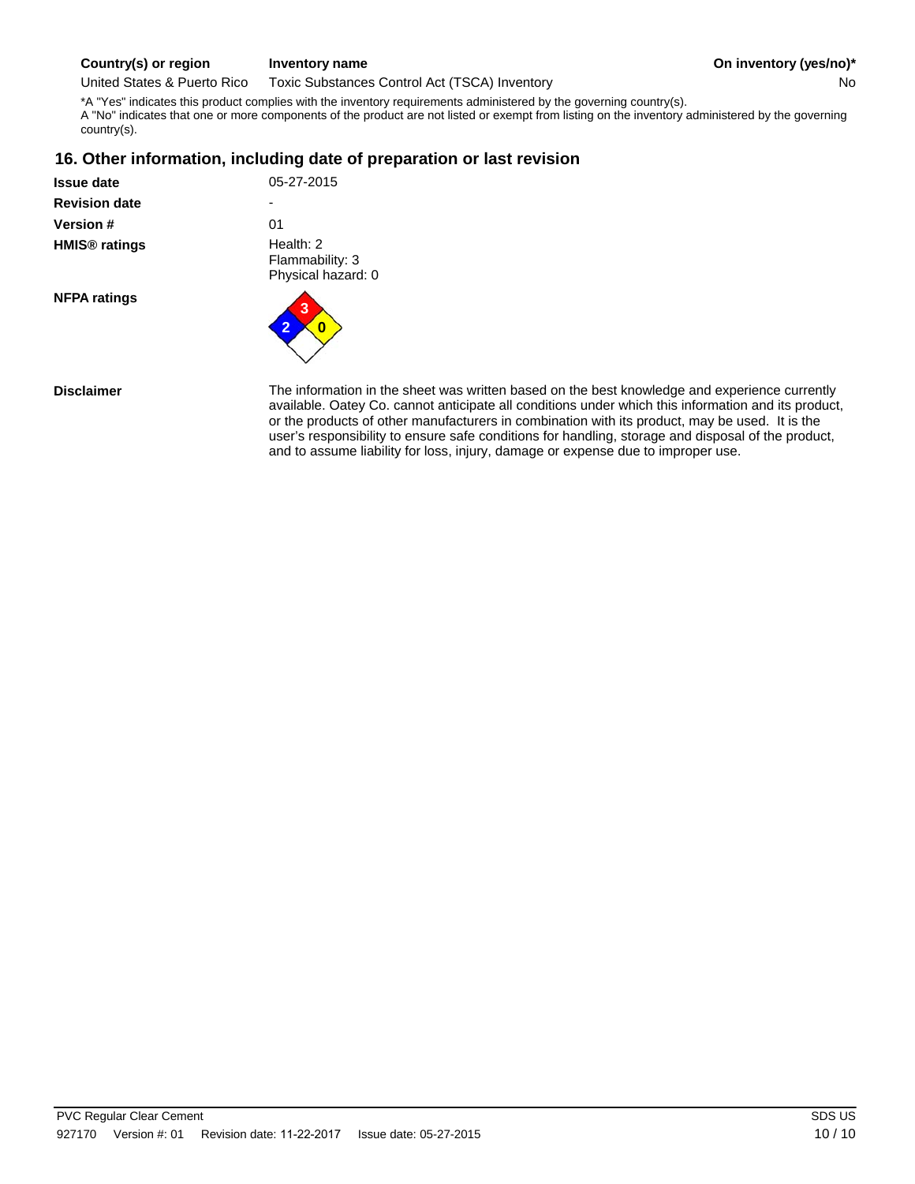| Country(s) or region | Inventory name | On inventory (yes/no)* |
| --- | --- | --- |
| United States & Puerto Rico | Toxic Substances Control Act (TSCA) Inventory | No |

*A "Yes" indicates this product complies with the inventory requirements administered by the governing country(s).
A "No" indicates that one or more components of the product are not listed or exempt from listing on the inventory administered by the governing country(s).

## 16. Other information, including date of preparation or last revision

**Issue date** 05-27-2015

**Revision date** -

**Version #** 01

**HMIS® ratings** Health: 2
Flammability: 3
Physical hazard: 0

**NFPA ratings**

3
2 0

**Disclaimer** The information in the sheet was written based on the best knowledge and experience currently available. Oatey Co. cannot anticipate all conditions under which this information and its product, or the products of other manufacturers in combination with its product, may be used. It is the user's responsibility to ensure safe conditions for handling, storage and disposal of the product, and to assume liability for loss, injury, damage or expense due to improper use.